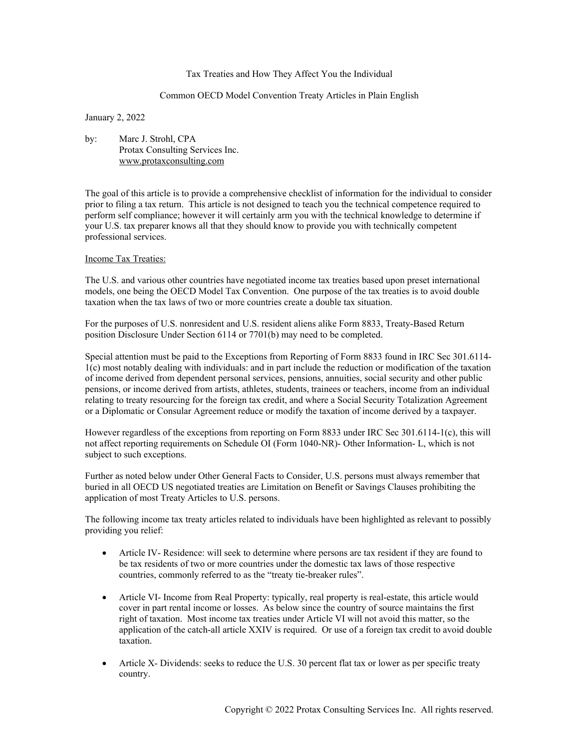# Tax Treaties and How They Affect You the Individual

## Common OECD Model Convention Treaty Articles in Plain English

January 2, 2022

by: Marc J. Strohl, CPA
Protax Consulting Services Inc.
www.protaxconsulting.com

The goal of this article is to provide a comprehensive checklist of information for the individual to consider prior to filing a tax return. This article is not designed to teach you the technical competence required to perform self compliance; however it will certainly arm you with the technical knowledge to determine if your U.S. tax preparer knows all that they should know to provide you with technically competent professional services.

Income Tax Treaties:

The U.S. and various other countries have negotiated income tax treaties based upon preset international models, one being the OECD Model Tax Convention. One purpose of the tax treaties is to avoid double taxation when the tax laws of two or more countries create a double tax situation.

For the purposes of U.S. nonresident and U.S. resident aliens alike Form 8833, Treaty-Based Return position Disclosure Under Section 6114 or 7701(b) may need to be completed.

Special attention must be paid to the Exceptions from Reporting of Form 8833 found in IRC Sec 301.6114-1(c) most notably dealing with individuals: and in part include the reduction or modification of the taxation of income derived from dependent personal services, pensions, annuities, social security and other public pensions, or income derived from artists, athletes, students, trainees or teachers, income from an individual relating to treaty resourcing for the foreign tax credit, and where a Social Security Totalization Agreement or a Diplomatic or Consular Agreement reduce or modify the taxation of income derived by a taxpayer.

However regardless of the exceptions from reporting on Form 8833 under IRC Sec 301.6114-1(c), this will not affect reporting requirements on Schedule OI (Form 1040-NR)- Other Information- L, which is not subject to such exceptions.

Further as noted below under Other General Facts to Consider, U.S. persons must always remember that buried in all OECD US negotiated treaties are Limitation on Benefit or Savings Clauses prohibiting the application of most Treaty Articles to U.S. persons.

The following income tax treaty articles related to individuals have been highlighted as relevant to possibly providing you relief:

- Article IV- Residence: will seek to determine where persons are tax resident if they are found to be tax residents of two or more countries under the domestic tax laws of those respective countries, commonly referred to as the "treaty tie-breaker rules".
- Article VI- Income from Real Property: typically, real property is real-estate, this article would cover in part rental income or losses. As below since the country of source maintains the first right of taxation. Most income tax treaties under Article VI will not avoid this matter, so the application of the catch-all article XXIV is required. Or use of a foreign tax credit to avoid double taxation.
- Article X- Dividends: seeks to reduce the U.S. 30 percent flat tax or lower as per specific treaty country.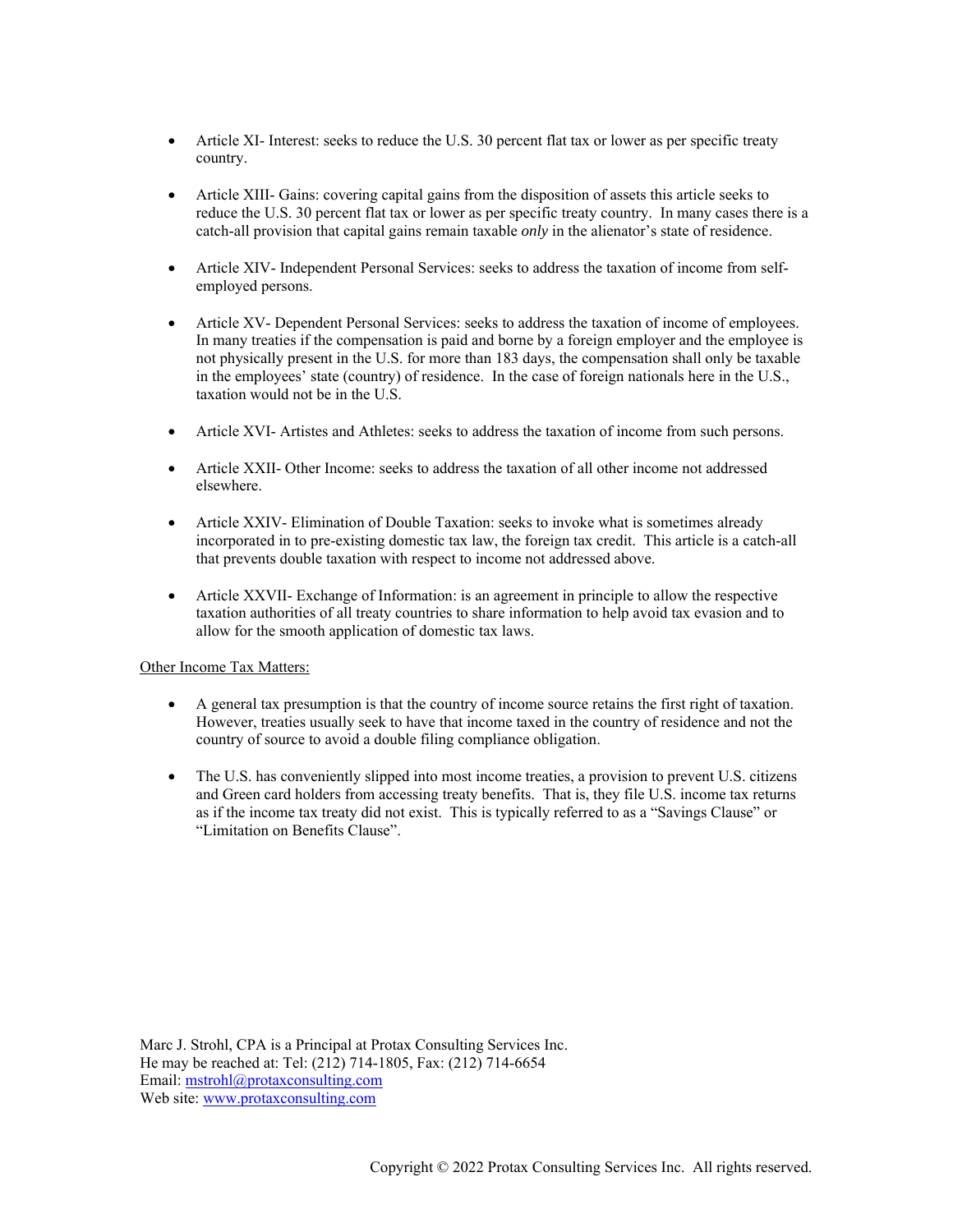- Article XI- Interest: seeks to reduce the U.S. 30 percent flat tax or lower as per specific treaty country.

- Article XIII- Gains: covering capital gains from the disposition of assets this article seeks to reduce the U.S. 30 percent flat tax or lower as per specific treaty country. In many cases there is a catch-all provision that capital gains remain taxable *only* in the alienator's state of residence.

- Article XIV- Independent Personal Services: seeks to address the taxation of income from self-employed persons.

- Article XV- Dependent Personal Services: seeks to address the taxation of income of employees. In many treaties if the compensation is paid and borne by a foreign employer and the employee is not physically present in the U.S. for more than 183 days, the compensation shall only be taxable in the employees' state (country) of residence. In the case of foreign nationals here in the U.S., taxation would not be in the U.S.

- Article XVI- Artistes and Athletes: seeks to address the taxation of income from such persons.

- Article XXII- Other Income: seeks to address the taxation of all other income not addressed elsewhere.

- Article XXIV- Elimination of Double Taxation: seeks to invoke what is sometimes already incorporated in to pre-existing domestic tax law, the foreign tax credit. This article is a catch-all that prevents double taxation with respect to income not addressed above.

- Article XXVII- Exchange of Information: is an agreement in principle to allow the respective taxation authorities of all treaty countries to share information to help avoid tax evasion and to allow for the smooth application of domestic tax laws.

<u>Other Income Tax Matters:</u>

- A general tax presumption is that the country of income source retains the first right of taxation. However, treaties usually seek to have that income taxed in the country of residence and not the country of source to avoid a double filing compliance obligation.

- The U.S. has conveniently slipped into most income treaties, a provision to prevent U.S. citizens and Green card holders from accessing treaty benefits. That is, they file U.S. income tax returns as if the income tax treaty did not exist. This is typically referred to as a "Savings Clause" or "Limitation on Benefits Clause".

Marc J. Strohl, CPA is a Principal at Protax Consulting Services Inc.
He may be reached at: Tel: (212) 714-1805, Fax: (212) 714-6654
Email: mstrohl@protaxconsulting.com
Web site: www.protaxconsulting.com

Copyright © 2022 Protax Consulting Services Inc. All rights reserved.